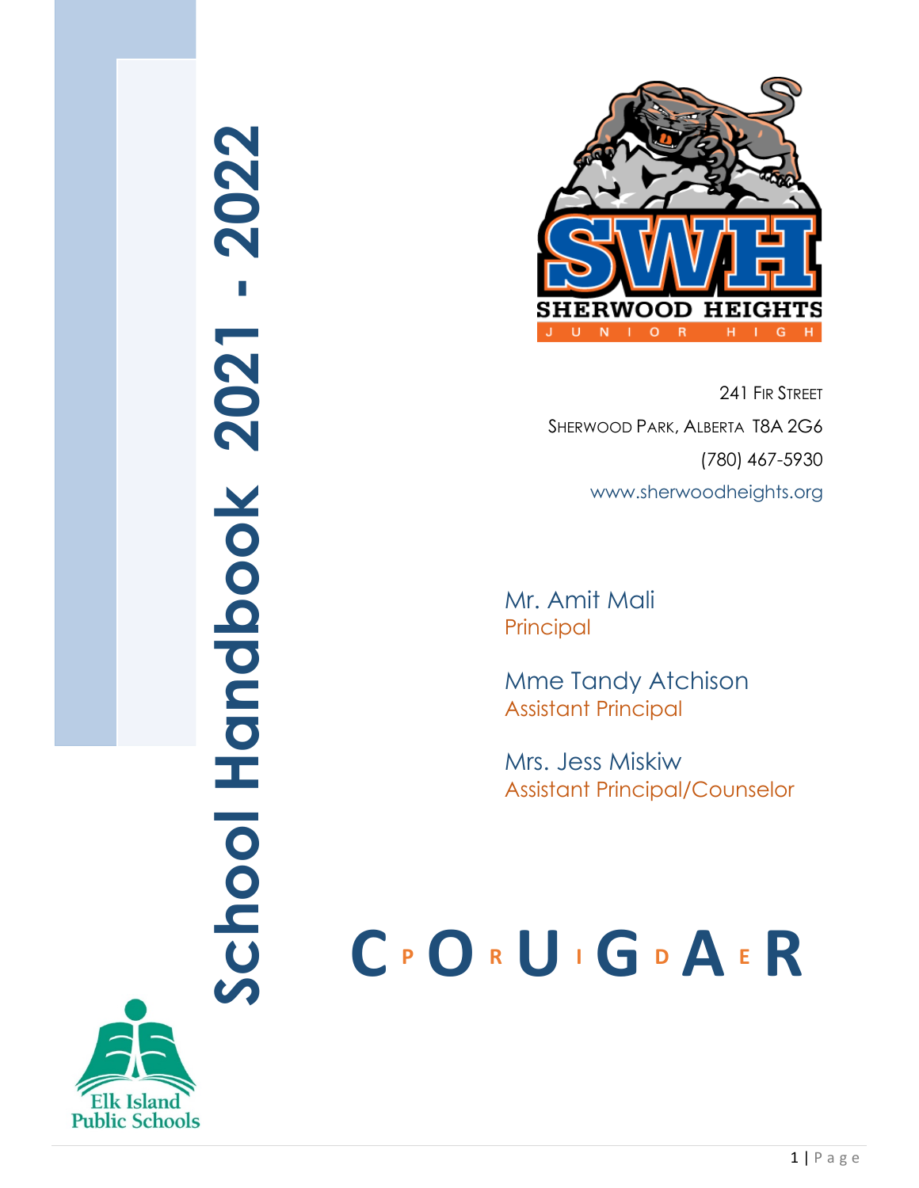# School Handbook 2021 - 2022

SHERWOOD HEIGHTS JUNIOR HIGH

241 Fir Street
Sherwood Park, Alberta T8A 2G6
(780) 467-5930
www.sherwoodheights.org

Mr. Amit Mali
Principal

Mme Tandy Atchison
Assistant Principal

Mrs. Jess Miskiw
Assistant Principal/Counselor

**C P O R U I G D A E R**

Elk Island Public Schools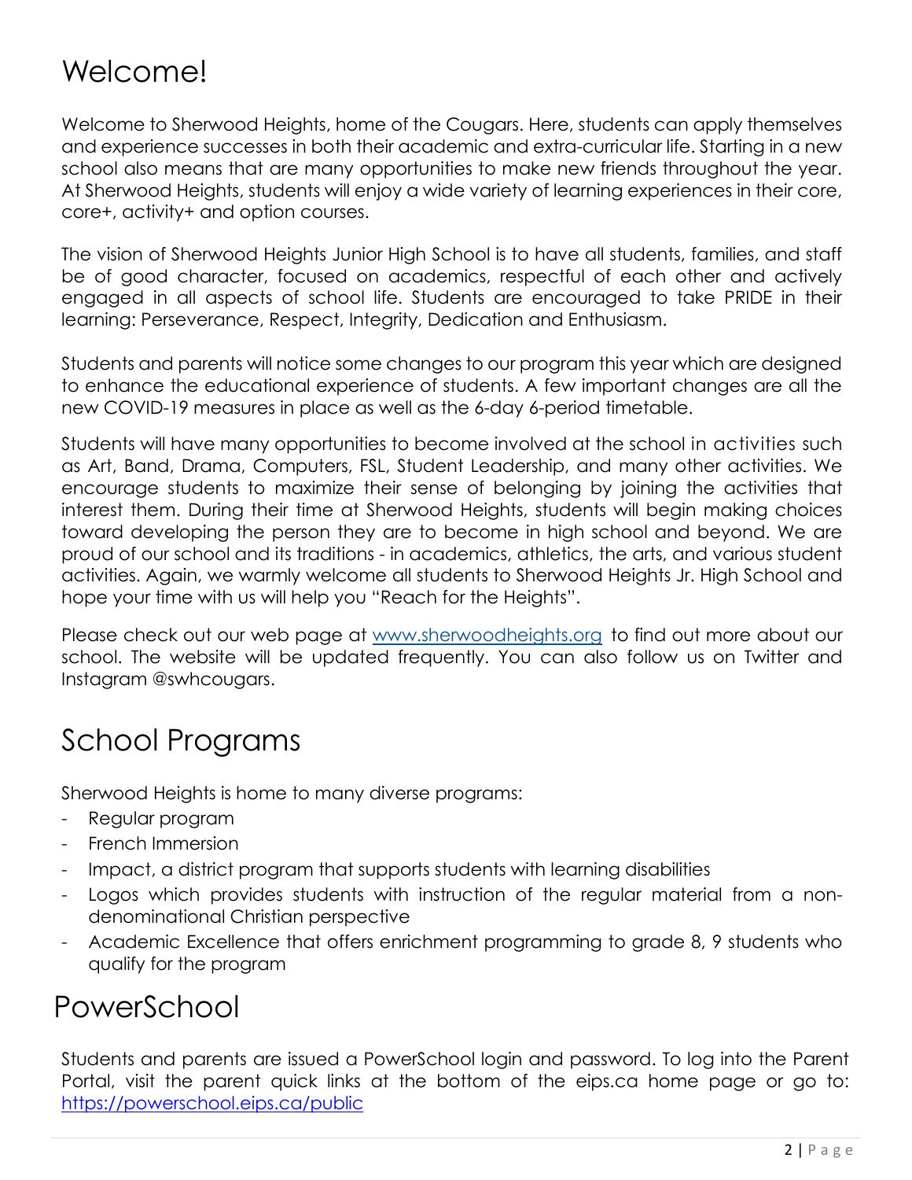# Welcome!

Welcome to Sherwood Heights, home of the Cougars. Here, students can apply themselves and experience successes in both their academic and extra-curricular life. Starting in a new school also means that are many opportunities to make new friends throughout the year. At Sherwood Heights, students will enjoy a wide variety of learning experiences in their core, core+, activity+ and option courses.

The vision of Sherwood Heights Junior High School is to have all students, families, and staff be of good character, focused on academics, respectful of each other and actively engaged in all aspects of school life. Students are encouraged to take PRIDE in their learning: Perseverance, Respect, Integrity, Dedication and Enthusiasm.

Students and parents will notice some changes to our program this year which are designed to enhance the educational experience of students. A few important changes are all the new COVID-19 measures in place as well as the 6-day 6-period timetable.

Students will have many opportunities to become involved at the school in activities such as Art, Band, Drama, Computers, FSL, Student Leadership, and many other activities. We encourage students to maximize their sense of belonging by joining the activities that interest them. During their time at Sherwood Heights, students will begin making choices toward developing the person they are to become in high school and beyond. We are proud of our school and its traditions - in academics, athletics, the arts, and various student activities. Again, we warmly welcome all students to Sherwood Heights Jr. High School and hope your time with us will help you "Reach for the Heights".

Please check out our web page at [www.sherwoodheights.org](http://www.sherwoodheights.org) to find out more about our school. The website will be updated frequently. You can also follow us on Twitter and Instagram @swhcougars.

# School Programs

Sherwood Heights is home to many diverse programs:

- Regular program
- French Immersion
- Impact, a district program that supports students with learning disabilities
- Logos which provides students with instruction of the regular material from a non-denominational Christian perspective
- Academic Excellence that offers enrichment programming to grade 8, 9 students who qualify for the program

# PowerSchool

Students and parents are issued a PowerSchool login and password. To log into the Parent Portal, visit the parent quick links at the bottom of the eips.ca home page or go to: <https://powerschool.eips.ca/public>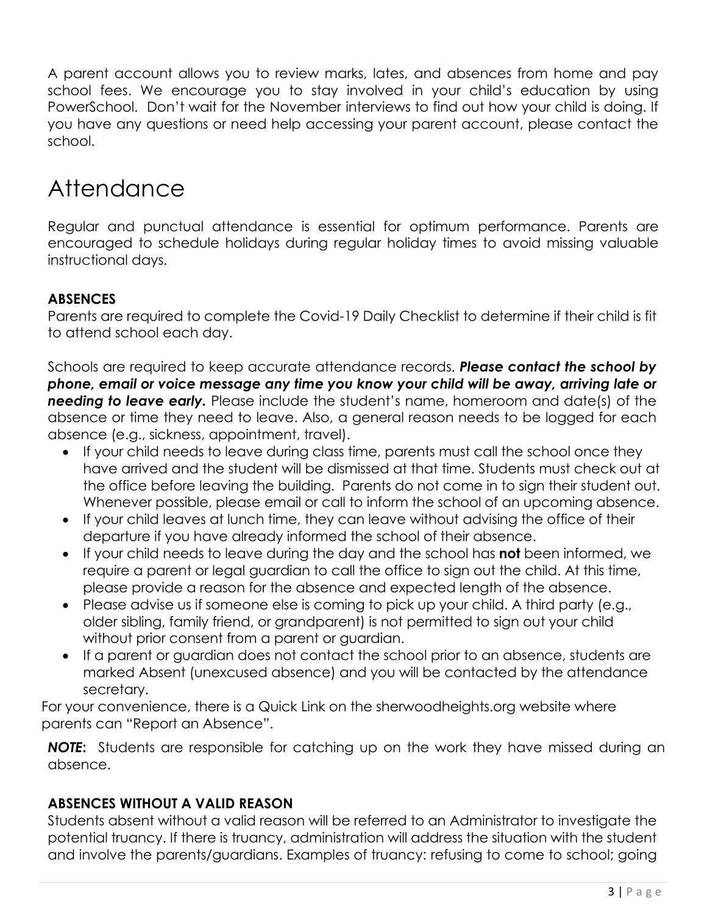A parent account allows you to review marks, lates, and absences from home and pay school fees. We encourage you to stay involved in your child's education by using PowerSchool. Don't wait for the November interviews to find out how your child is doing. If you have any questions or need help accessing your parent account, please contact the school.

# Attendance

Regular and punctual attendance is essential for optimum performance. Parents are encouraged to schedule holidays during regular holiday times to avoid missing valuable instructional days.

### ABSENCES

Parents are required to complete the Covid-19 Daily Checklist to determine if their child is fit to attend school each day.

Schools are required to keep accurate attendance records. ***Please contact the school by phone, email or voice message any time you know your child will be away, arriving late or needing to leave early.*** Please include the student's name, homeroom and date(s) of the absence or time they need to leave. Also, a general reason needs to be logged for each absence (e.g., sickness, appointment, travel).

- If your child needs to leave during class time, parents must call the school once they have arrived and the student will be dismissed at that time. Students must check out at the office before leaving the building. Parents do not come in to sign their student out. Whenever possible, please email or call to inform the school of an upcoming absence.
- If your child leaves at lunch time, they can leave without advising the office of their departure if you have already informed the school of their absence.
- If your child needs to leave during the day and the school has **not** been informed, we require a parent or legal guardian to call the office to sign out the child. At this time, please provide a reason for the absence and expected length of the absence.
- Please advise us if someone else is coming to pick up your child. A third party (e.g., older sibling, family friend, or grandparent) is not permitted to sign out your child without prior consent from a parent or guardian.
- If a parent or guardian does not contact the school prior to an absence, students are marked Absent (unexcused absence) and you will be contacted by the attendance secretary.

For your convenience, there is a Quick Link on the sherwoodheights.org website where parents can "Report an Absence".

***NOTE*:** Students are responsible for catching up on the work they have missed during an absence.

### ABSENCES WITHOUT A VALID REASON

Students absent without a valid reason will be referred to an Administrator to investigate the potential truancy. If there is truancy, administration will address the situation with the student and involve the parents/guardians. Examples of truancy: refusing to come to school; going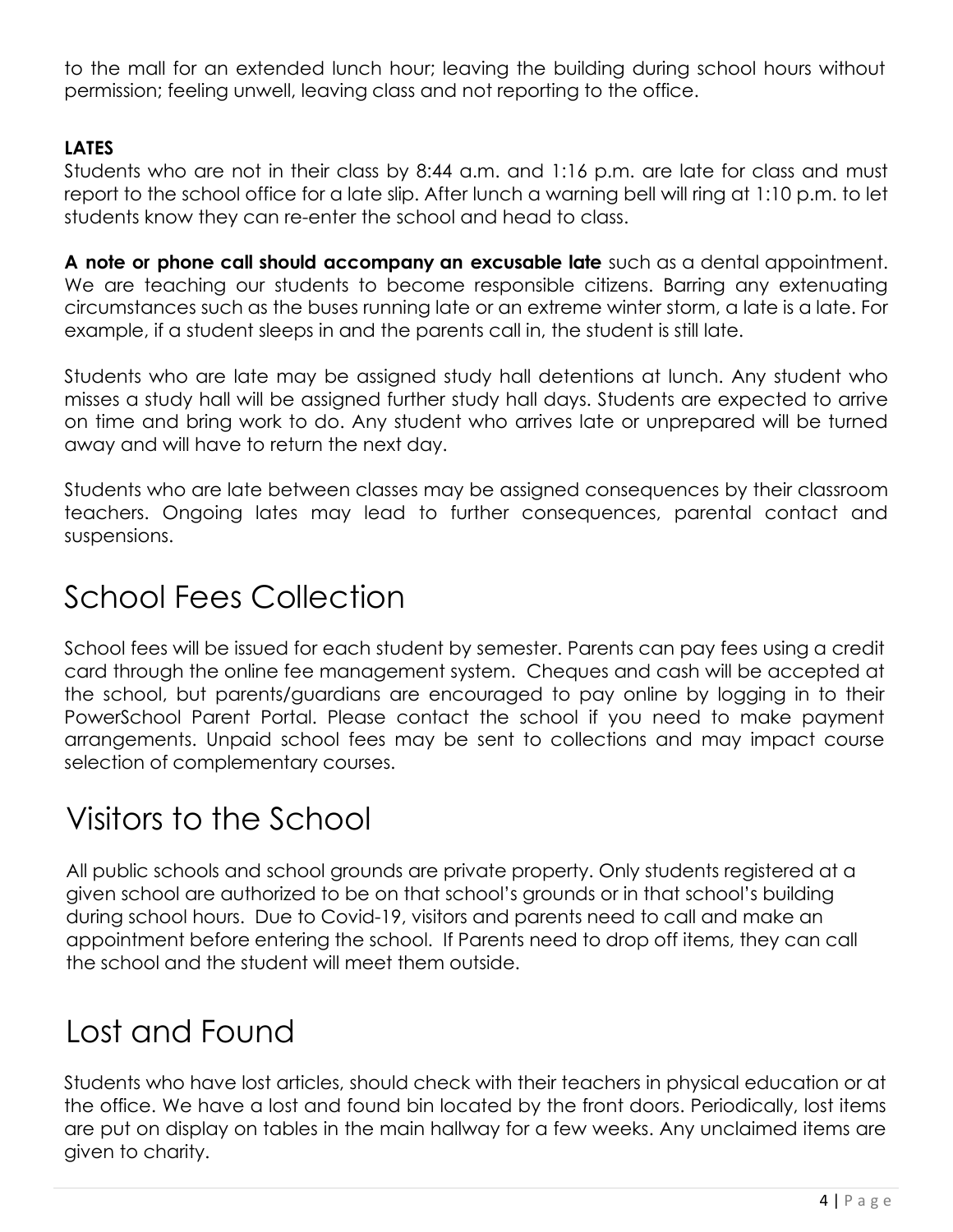to the mall for an extended lunch hour; leaving the building during school hours without permission; feeling unwell, leaving class and not reporting to the office.

### LATES

Students who are not in their class by 8:44 a.m. and 1:16 p.m. are late for class and must report to the school office for a late slip. After lunch a warning bell will ring at 1:10 p.m. to let students know they can re-enter the school and head to class.

**A note or phone call should accompany an excusable late** such as a dental appointment. We are teaching our students to become responsible citizens. Barring any extenuating circumstances such as the buses running late or an extreme winter storm, a late is a late. For example, if a student sleeps in and the parents call in, the student is still late.

Students who are late may be assigned study hall detentions at lunch. Any student who misses a study hall will be assigned further study hall days. Students are expected to arrive on time and bring work to do. Any student who arrives late or unprepared will be turned away and will have to return the next day.

Students who are late between classes may be assigned consequences by their classroom teachers. Ongoing lates may lead to further consequences, parental contact and suspensions.

# School Fees Collection

School fees will be issued for each student by semester. Parents can pay fees using a credit card through the online fee management system. Cheques and cash will be accepted at the school, but parents/guardians are encouraged to pay online by logging in to their PowerSchool Parent Portal. Please contact the school if you need to make payment arrangements. Unpaid school fees may be sent to collections and may impact course selection of complementary courses.

# Visitors to the School

All public schools and school grounds are private property. Only students registered at a given school are authorized to be on that school's grounds or in that school's building during school hours. Due to Covid-19, visitors and parents need to call and make an appointment before entering the school. If Parents need to drop off items, they can call the school and the student will meet them outside.

# Lost and Found

Students who have lost articles, should check with their teachers in physical education or at the office. We have a lost and found bin located by the front doors. Periodically, lost items are put on display on tables in the main hallway for a few weeks. Any unclaimed items are given to charity.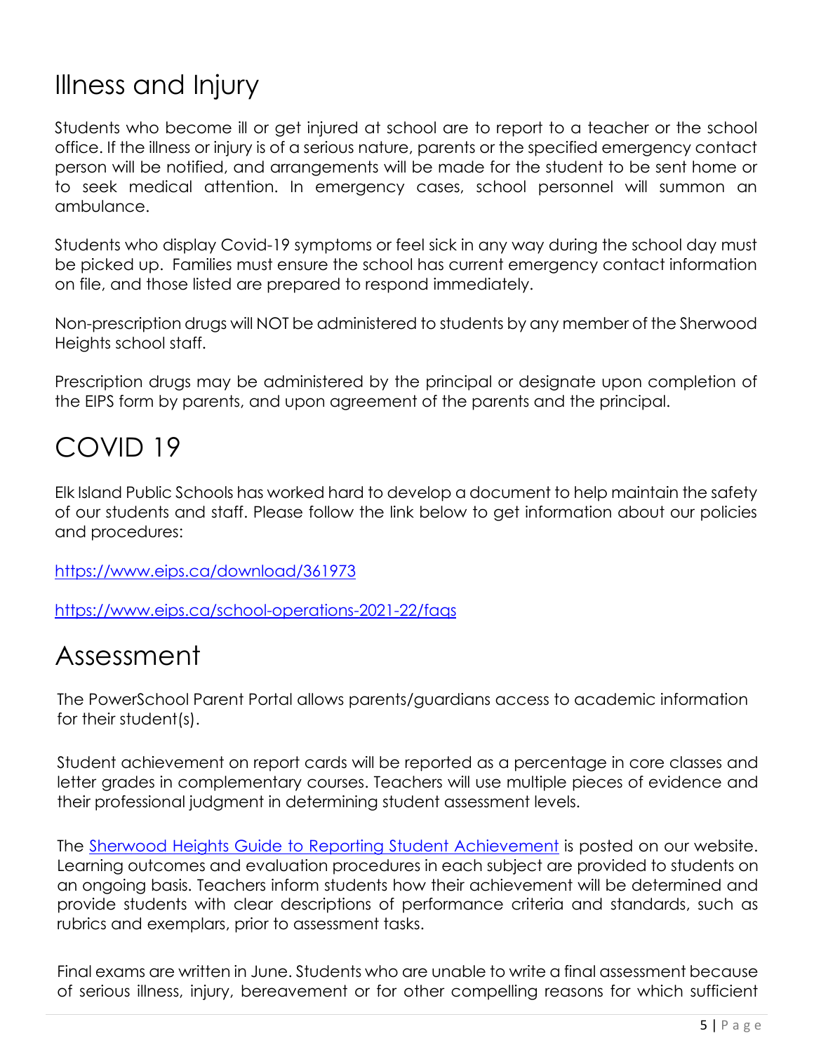# Illness and Injury

Students who become ill or get injured at school are to report to a teacher or the school office. If the illness or injury is of a serious nature, parents or the specified emergency contact person will be notified, and arrangements will be made for the student to be sent home or to seek medical attention. In emergency cases, school personnel will summon an ambulance.

Students who display Covid-19 symptoms or feel sick in any way during the school day must be picked up. Families must ensure the school has current emergency contact information on file, and those listed are prepared to respond immediately.

Non-prescription drugs will NOT be administered to students by any member of the Sherwood Heights school staff.

Prescription drugs may be administered by the principal or designate upon completion of the EIPS form by parents, and upon agreement of the parents and the principal.

# COVID 19

Elk Island Public Schools has worked hard to develop a document to help maintain the safety of our students and staff. Please follow the link below to get information about our policies and procedures:

https://www.eips.ca/download/361973

https://www.eips.ca/school-operations-2021-22/faqs

# Assessment

The PowerSchool Parent Portal allows parents/guardians access to academic information for their student(s).

Student achievement on report cards will be reported as a percentage in core classes and letter grades in complementary courses. Teachers will use multiple pieces of evidence and their professional judgment in determining student assessment levels.

The Sherwood Heights Guide to Reporting Student Achievement is posted on our website. Learning outcomes and evaluation procedures in each subject are provided to students on an ongoing basis. Teachers inform students how their achievement will be determined and provide students with clear descriptions of performance criteria and standards, such as rubrics and exemplars, prior to assessment tasks.

Final exams are written in June. Students who are unable to write a final assessment because of serious illness, injury, bereavement or for other compelling reasons for which sufficient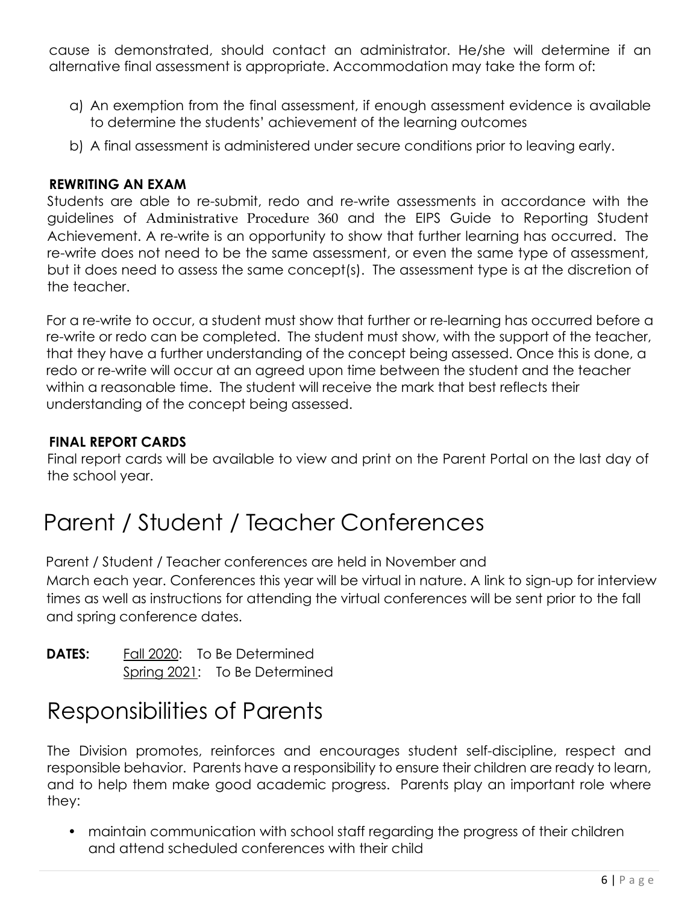cause is demonstrated, should contact an administrator. He/she will determine if an alternative final assessment is appropriate. Accommodation may take the form of:

a) An exemption from the final assessment, if enough assessment evidence is available to determine the students' achievement of the learning outcomes
b) A final assessment is administered under secure conditions prior to leaving early.

### REWRITING AN EXAM

Students are able to re-submit, redo and re-write assessments in accordance with the guidelines of Administrative Procedure 360 and the EIPS Guide to Reporting Student Achievement. A re-write is an opportunity to show that further learning has occurred. The re-write does not need to be the same assessment, or even the same type of assessment, but it does need to assess the same concept(s). The assessment type is at the discretion of the teacher.

For a re-write to occur, a student must show that further or re-learning has occurred before a re-write or redo can be completed. The student must show, with the support of the teacher, that they have a further understanding of the concept being assessed. Once this is done, a redo or re-write will occur at an agreed upon time between the student and the teacher within a reasonable time. The student will receive the mark that best reflects their understanding of the concept being assessed.

### FINAL REPORT CARDS

Final report cards will be available to view and print on the Parent Portal on the last day of the school year.

# Parent / Student / Teacher Conferences

Parent / Student / Teacher conferences are held in November and March each year. Conferences this year will be virtual in nature. A link to sign-up for interview times as well as instructions for attending the virtual conferences will be sent prior to the fall and spring conference dates.

**DATES:** Fall 2020: To Be Determined
Spring 2021: To Be Determined

# Responsibilities of Parents

The Division promotes, reinforces and encourages student self-discipline, respect and responsible behavior. Parents have a responsibility to ensure their children are ready to learn, and to help them make good academic progress. Parents play an important role where they:

- maintain communication with school staff regarding the progress of their children and attend scheduled conferences with their child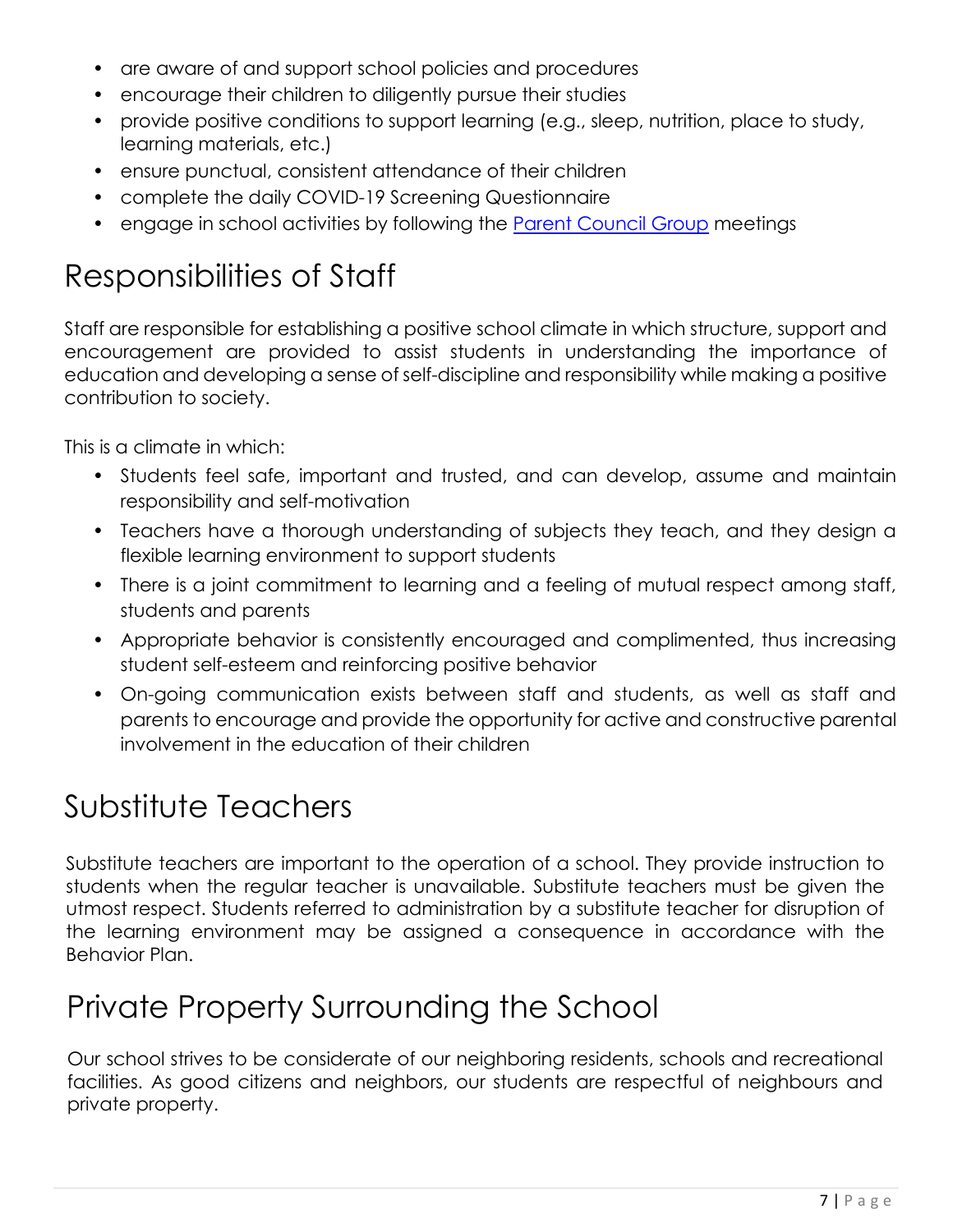- are aware of and support school policies and procedures
- encourage their children to diligently pursue their studies
- provide positive conditions to support learning (e.g., sleep, nutrition, place to study, learning materials, etc.)
- ensure punctual, consistent attendance of their children
- complete the daily COVID-19 Screening Questionnaire
- engage in school activities by following the Parent Council Group meetings

# Responsibilities of Staff

Staff are responsible for establishing a positive school climate in which structure, support and encouragement are provided to assist students in understanding the importance of education and developing a sense of self-discipline and responsibility while making a positive contribution to society.

This is a climate in which:

- Students feel safe, important and trusted, and can develop, assume and maintain responsibility and self-motivation
- Teachers have a thorough understanding of subjects they teach, and they design a flexible learning environment to support students
- There is a joint commitment to learning and a feeling of mutual respect among staff, students and parents
- Appropriate behavior is consistently encouraged and complimented, thus increasing student self-esteem and reinforcing positive behavior
- On-going communication exists between staff and students, as well as staff and parents to encourage and provide the opportunity for active and constructive parental involvement in the education of their children

# Substitute Teachers

Substitute teachers are important to the operation of a school. They provide instruction to students when the regular teacher is unavailable. Substitute teachers must be given the utmost respect. Students referred to administration by a substitute teacher for disruption of the learning environment may be assigned a consequence in accordance with the Behavior Plan.

# Private Property Surrounding the School

Our school strives to be considerate of our neighboring residents, schools and recreational facilities. As good citizens and neighbors, our students are respectful of neighbours and private property.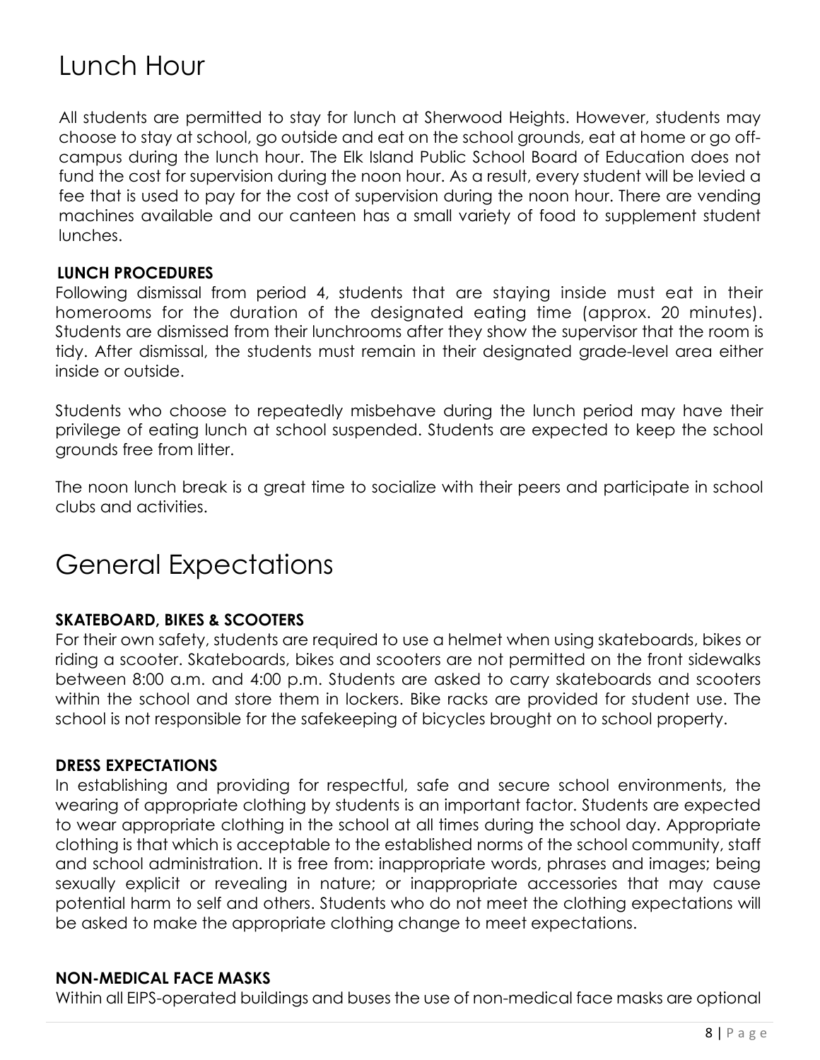# Lunch Hour

All students are permitted to stay for lunch at Sherwood Heights. However, students may choose to stay at school, go outside and eat on the school grounds, eat at home or go off-campus during the lunch hour. The Elk Island Public School Board of Education does not fund the cost for supervision during the noon hour. As a result, every student will be levied a fee that is used to pay for the cost of supervision during the noon hour. There are vending machines available and our canteen has a small variety of food to supplement student lunches.

**LUNCH PROCEDURES**

Following dismissal from period 4, students that are staying inside must eat in their homerooms for the duration of the designated eating time (approx. 20 minutes). Students are dismissed from their lunchrooms after they show the supervisor that the room is tidy. After dismissal, the students must remain in their designated grade-level area either inside or outside.

Students who choose to repeatedly misbehave during the lunch period may have their privilege of eating lunch at school suspended. Students are expected to keep the school grounds free from litter.

The noon lunch break is a great time to socialize with their peers and participate in school clubs and activities.

# General Expectations

**SKATEBOARD, BIKES & SCOOTERS**

For their own safety, students are required to use a helmet when using skateboards, bikes or riding a scooter. Skateboards, bikes and scooters are not permitted on the front sidewalks between 8:00 a.m. and 4:00 p.m. Students are asked to carry skateboards and scooters within the school and store them in lockers. Bike racks are provided for student use. The school is not responsible for the safekeeping of bicycles brought on to school property.

**DRESS EXPECTATIONS**

In establishing and providing for respectful, safe and secure school environments, the wearing of appropriate clothing by students is an important factor. Students are expected to wear appropriate clothing in the school at all times during the school day. Appropriate clothing is that which is acceptable to the established norms of the school community, staff and school administration. It is free from: inappropriate words, phrases and images; being sexually explicit or revealing in nature; or inappropriate accessories that may cause potential harm to self and others. Students who do not meet the clothing expectations will be asked to make the appropriate clothing change to meet expectations.

**NON-MEDICAL FACE MASKS**

Within all EIPS-operated buildings and buses the use of non-medical face masks are optional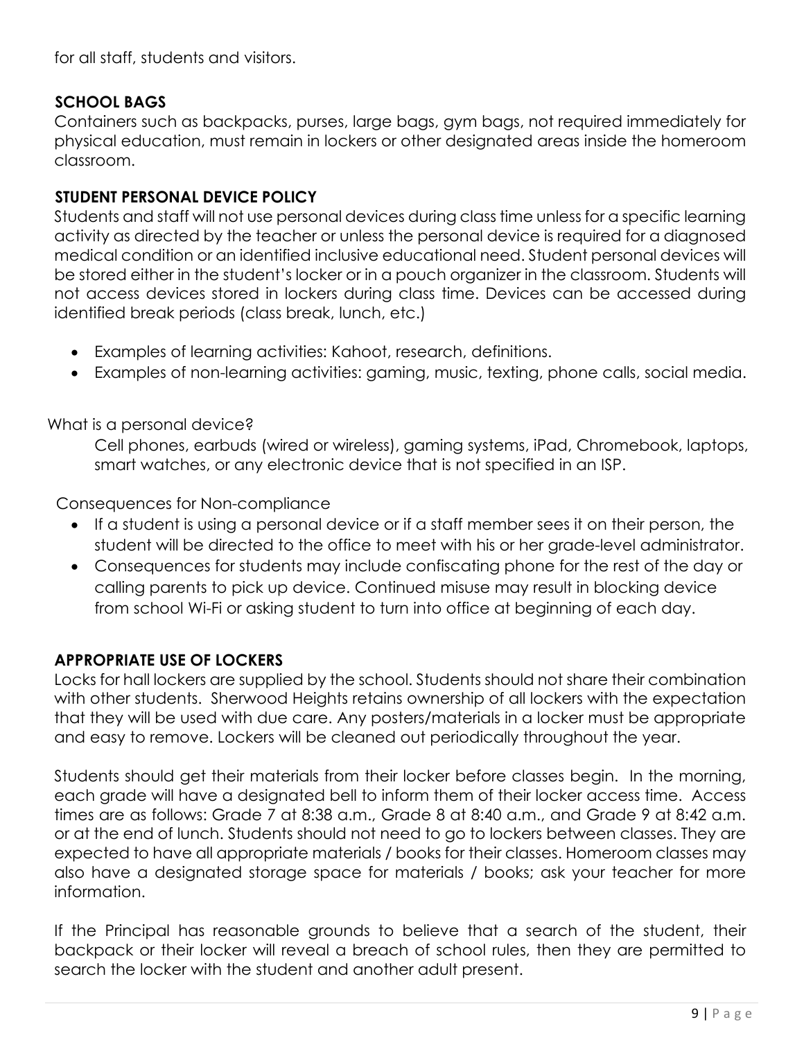for all staff, students and visitors.

## SCHOOL BAGS

Containers such as backpacks, purses, large bags, gym bags, not required immediately for physical education, must remain in lockers or other designated areas inside the homeroom classroom.

## STUDENT PERSONAL DEVICE POLICY

Students and staff will not use personal devices during class time unless for a specific learning activity as directed by the teacher or unless the personal device is required for a diagnosed medical condition or an identified inclusive educational need. Student personal devices will be stored either in the student's locker or in a pouch organizer in the classroom. Students will not access devices stored in lockers during class time. Devices can be accessed during identified break periods (class break, lunch, etc.)

- Examples of learning activities: Kahoot, research, definitions.
- Examples of non-learning activities: gaming, music, texting, phone calls, social media.

What is a personal device?

Cell phones, earbuds (wired or wireless), gaming systems, iPad, Chromebook, laptops, smart watches, or any electronic device that is not specified in an ISP.

Consequences for Non-compliance

- If a student is using a personal device or if a staff member sees it on their person, the student will be directed to the office to meet with his or her grade-level administrator.
- Consequences for students may include confiscating phone for the rest of the day or calling parents to pick up device. Continued misuse may result in blocking device from school Wi-Fi or asking student to turn into office at beginning of each day.

## APPROPRIATE USE OF LOCKERS

Locks for hall lockers are supplied by the school. Students should not share their combination with other students. Sherwood Heights retains ownership of all lockers with the expectation that they will be used with due care. Any posters/materials in a locker must be appropriate and easy to remove. Lockers will be cleaned out periodically throughout the year.

Students should get their materials from their locker before classes begin. In the morning, each grade will have a designated bell to inform them of their locker access time. Access times are as follows: Grade 7 at 8:38 a.m., Grade 8 at 8:40 a.m., and Grade 9 at 8:42 a.m. or at the end of lunch. Students should not need to go to lockers between classes. They are expected to have all appropriate materials / books for their classes. Homeroom classes may also have a designated storage space for materials / books; ask your teacher for more information.

If the Principal has reasonable grounds to believe that a search of the student, their backpack or their locker will reveal a breach of school rules, then they are permitted to search the locker with the student and another adult present.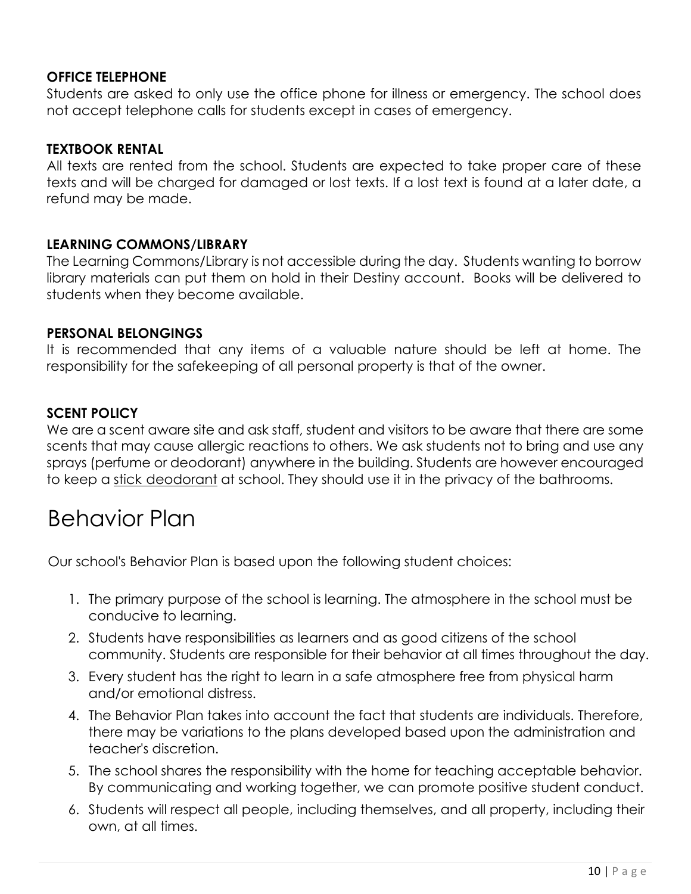### OFFICE TELEPHONE

Students are asked to only use the office phone for illness or emergency. The school does not accept telephone calls for students except in cases of emergency.

### TEXTBOOK RENTAL

All texts are rented from the school. Students are expected to take proper care of these texts and will be charged for damaged or lost texts. If a lost text is found at a later date, a refund may be made.

### LEARNING COMMONS/LIBRARY

The Learning Commons/Library is not accessible during the day. Students wanting to borrow library materials can put them on hold in their Destiny account. Books will be delivered to students when they become available.

### PERSONAL BELONGINGS

It is recommended that any items of a valuable nature should be left at home. The responsibility for the safekeeping of all personal property is that of the owner.

### SCENT POLICY

We are a scent aware site and ask staff, student and visitors to be aware that there are some scents that may cause allergic reactions to others. We ask students not to bring and use any sprays (perfume or deodorant) anywhere in the building. Students are however encouraged to keep a stick deodorant at school. They should use it in the privacy of the bathrooms.

# Behavior Plan

Our school's Behavior Plan is based upon the following student choices:

1. The primary purpose of the school is learning. The atmosphere in the school must be conducive to learning.
2. Students have responsibilities as learners and as good citizens of the school community. Students are responsible for their behavior at all times throughout the day.
3. Every student has the right to learn in a safe atmosphere free from physical harm and/or emotional distress.
4. The Behavior Plan takes into account the fact that students are individuals. Therefore, there may be variations to the plans developed based upon the administration and teacher's discretion.
5. The school shares the responsibility with the home for teaching acceptable behavior. By communicating and working together, we can promote positive student conduct.
6. Students will respect all people, including themselves, and all property, including their own, at all times.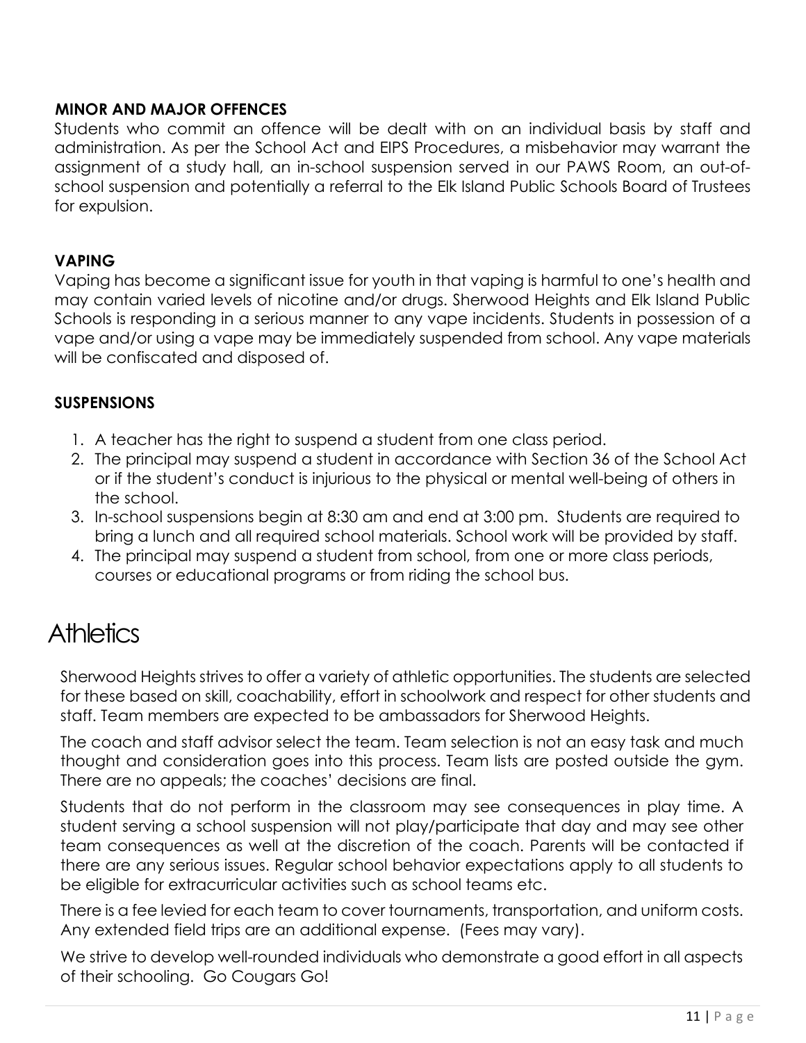### MINOR AND MAJOR OFFENCES

Students who commit an offence will be dealt with on an individual basis by staff and administration. As per the School Act and EIPS Procedures, a misbehavior may warrant the assignment of a study hall, an in-school suspension served in our PAWS Room, an out-of-school suspension and potentially a referral to the Elk Island Public Schools Board of Trustees for expulsion.

### VAPING

Vaping has become a significant issue for youth in that vaping is harmful to one's health and may contain varied levels of nicotine and/or drugs. Sherwood Heights and Elk Island Public Schools is responding in a serious manner to any vape incidents. Students in possession of a vape and/or using a vape may be immediately suspended from school. Any vape materials will be confiscated and disposed of.

### SUSPENSIONS

1. A teacher has the right to suspend a student from one class period.
2. The principal may suspend a student in accordance with Section 36 of the School Act or if the student's conduct is injurious to the physical or mental well-being of others in the school.
3. In-school suspensions begin at 8:30 am and end at 3:00 pm. Students are required to bring a lunch and all required school materials. School work will be provided by staff.
4. The principal may suspend a student from school, from one or more class periods, courses or educational programs or from riding the school bus.

# Athletics

Sherwood Heights strives to offer a variety of athletic opportunities. The students are selected for these based on skill, coachability, effort in schoolwork and respect for other students and staff. Team members are expected to be ambassadors for Sherwood Heights.

The coach and staff advisor select the team. Team selection is not an easy task and much thought and consideration goes into this process. Team lists are posted outside the gym. There are no appeals; the coaches' decisions are final.

Students that do not perform in the classroom may see consequences in play time. A student serving a school suspension will not play/participate that day and may see other team consequences as well at the discretion of the coach. Parents will be contacted if there are any serious issues. Regular school behavior expectations apply to all students to be eligible for extracurricular activities such as school teams etc.

There is a fee levied for each team to cover tournaments, transportation, and uniform costs. Any extended field trips are an additional expense. (Fees may vary).

We strive to develop well-rounded individuals who demonstrate a good effort in all aspects of their schooling. Go Cougars Go!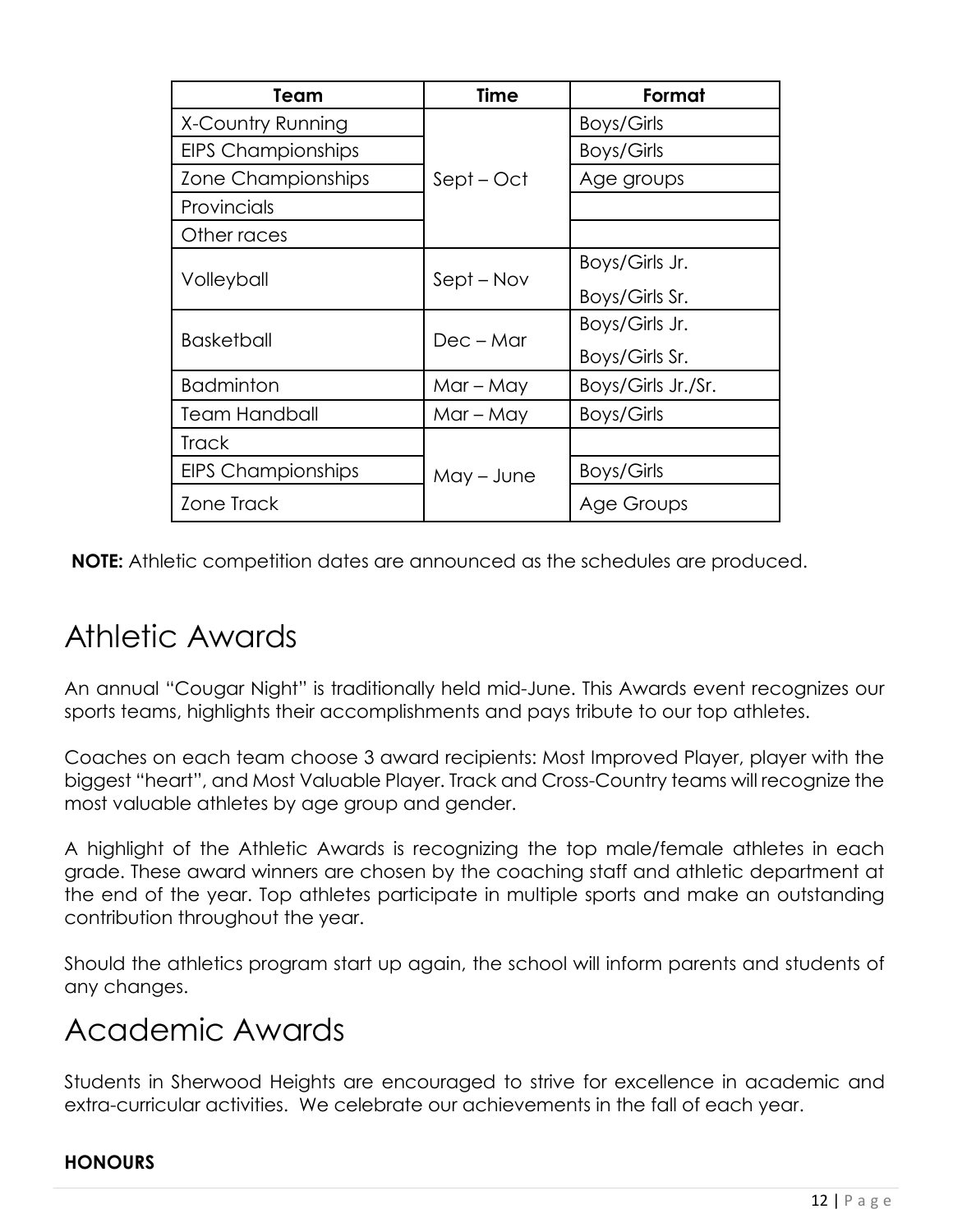| Team | Time | Format |
| --- | --- | --- |
| X-Country Running | Sept – Oct | Boys/Girls |
| EIPS Championships | | Boys/Girls |
| Zone Championships | | Age groups |
| Provincials | | |
| Other races | | |
| Volleyball | Sept – Nov | Boys/Girls Jr.<br>Boys/Girls Sr. |
| Basketball | Dec – Mar | Boys/Girls Jr.<br>Boys/Girls Sr. |
| Badminton | Mar – May | Boys/Girls Jr./Sr. |
| Team Handball | Mar – May | Boys/Girls |
| Track | May – June | |
| EIPS Championships | | Boys/Girls |
| Zone Track | | Age Groups |

**NOTE:** Athletic competition dates are announced as the schedules are produced.

# Athletic Awards

An annual "Cougar Night" is traditionally held mid-June. This Awards event recognizes our sports teams, highlights their accomplishments and pays tribute to our top athletes.

Coaches on each team choose 3 award recipients: Most Improved Player, player with the biggest "heart", and Most Valuable Player. Track and Cross-Country teams will recognize the most valuable athletes by age group and gender.

A highlight of the Athletic Awards is recognizing the top male/female athletes in each grade. These award winners are chosen by the coaching staff and athletic department at the end of the year. Top athletes participate in multiple sports and make an outstanding contribution throughout the year.

Should the athletics program start up again, the school will inform parents and students of any changes.

# Academic Awards

Students in Sherwood Heights are encouraged to strive for excellence in academic and extra-curricular activities. We celebrate our achievements in the fall of each year.

**HONOURS**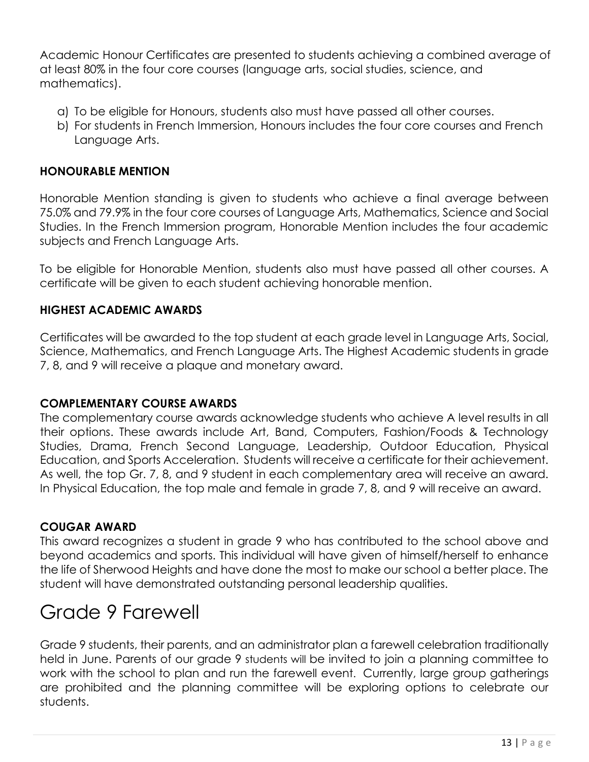Academic Honour Certificates are presented to students achieving a combined average of at least 80% in the four core courses (language arts, social studies, science, and mathematics).

a) To be eligible for Honours, students also must have passed all other courses.
b) For students in French Immersion, Honours includes the four core courses and French Language Arts.

### HONOURABLE MENTION

Honorable Mention standing is given to students who achieve a final average between 75.0% and 79.9% in the four core courses of Language Arts, Mathematics, Science and Social Studies. In the French Immersion program, Honorable Mention includes the four academic subjects and French Language Arts.

To be eligible for Honorable Mention, students also must have passed all other courses. A certificate will be given to each student achieving honorable mention.

### HIGHEST ACADEMIC AWARDS

Certificates will be awarded to the top student at each grade level in Language Arts, Social, Science, Mathematics, and French Language Arts. The Highest Academic students in grade 7, 8, and 9 will receive a plaque and monetary award.

### COMPLEMENTARY COURSE AWARDS

The complementary course awards acknowledge students who achieve A level results in all their options. These awards include Art, Band, Computers, Fashion/Foods & Technology Studies, Drama, French Second Language, Leadership, Outdoor Education, Physical Education, and Sports Acceleration. Students will receive a certificate for their achievement. As well, the top Gr. 7, 8, and 9 student in each complementary area will receive an award. In Physical Education, the top male and female in grade 7, 8, and 9 will receive an award.

### COUGAR AWARD

This award recognizes a student in grade 9 who has contributed to the school above and beyond academics and sports. This individual will have given of himself/herself to enhance the life of Sherwood Heights and have done the most to make our school a better place. The student will have demonstrated outstanding personal leadership qualities.

# Grade 9 Farewell

Grade 9 students, their parents, and an administrator plan a farewell celebration traditionally held in June. Parents of our grade 9 students will be invited to join a planning committee to work with the school to plan and run the farewell event. Currently, large group gatherings are prohibited and the planning committee will be exploring options to celebrate our students.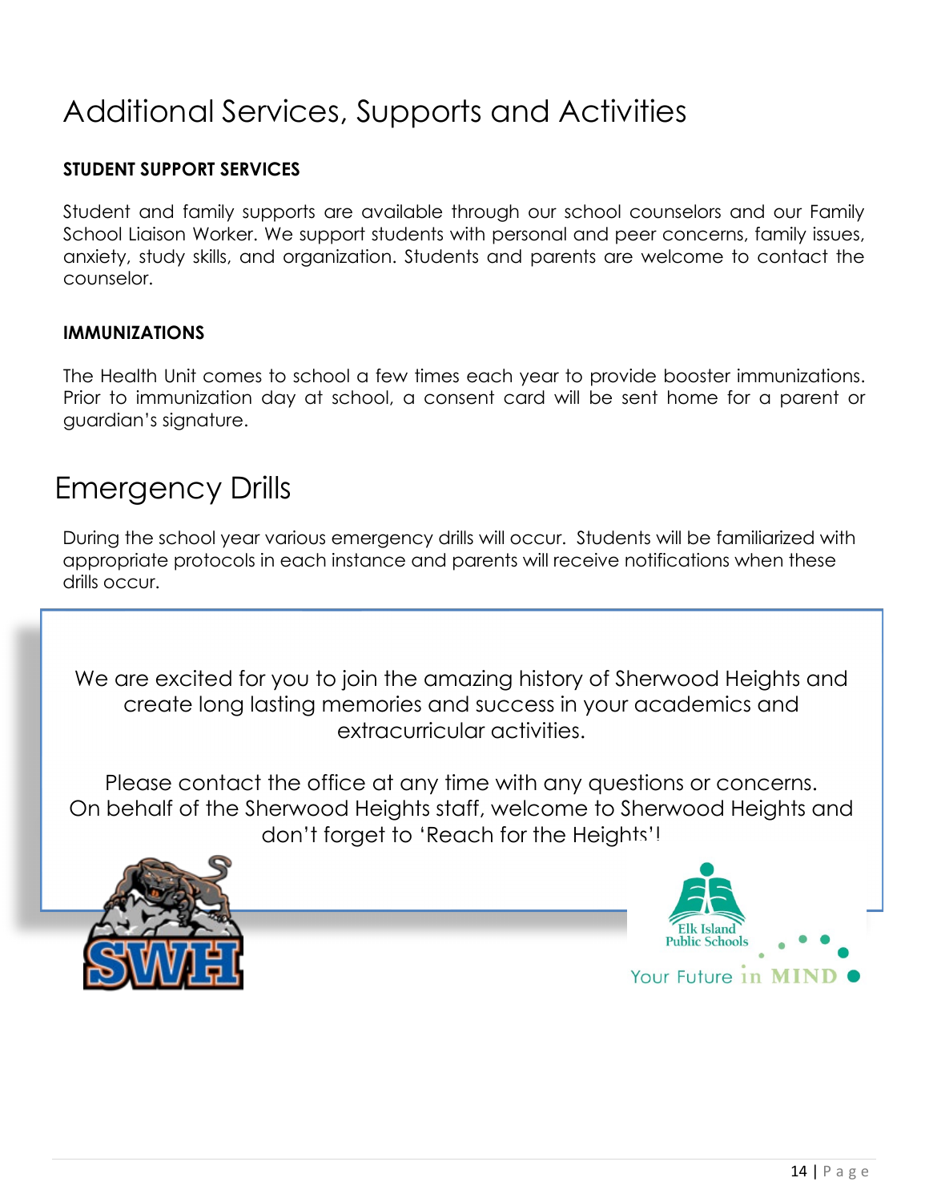# Additional Services, Supports and Activities

### STUDENT SUPPORT SERVICES

Student and family supports are available through our school counselors and our Family School Liaison Worker. We support students with personal and peer concerns, family issues, anxiety, study skills, and organization. Students and parents are welcome to contact the counselor.

### IMMUNIZATIONS

The Health Unit comes to school a few times each year to provide booster immunizations. Prior to immunization day at school, a consent card will be sent home for a parent or guardian's signature.

# Emergency Drills

During the school year various emergency drills will occur. Students will be familiarized with appropriate protocols in each instance and parents will receive notifications when these drills occur.

We are excited for you to join the amazing history of Sherwood Heights and create long lasting memories and success in your academics and extracurricular activities.

Please contact the office at any time with any questions or concerns. On behalf of the Sherwood Heights staff, welcome to Sherwood Heights and don't forget to 'Reach for the Heights'!

SWH

Elk Island Public Schools

Your Future in MIND